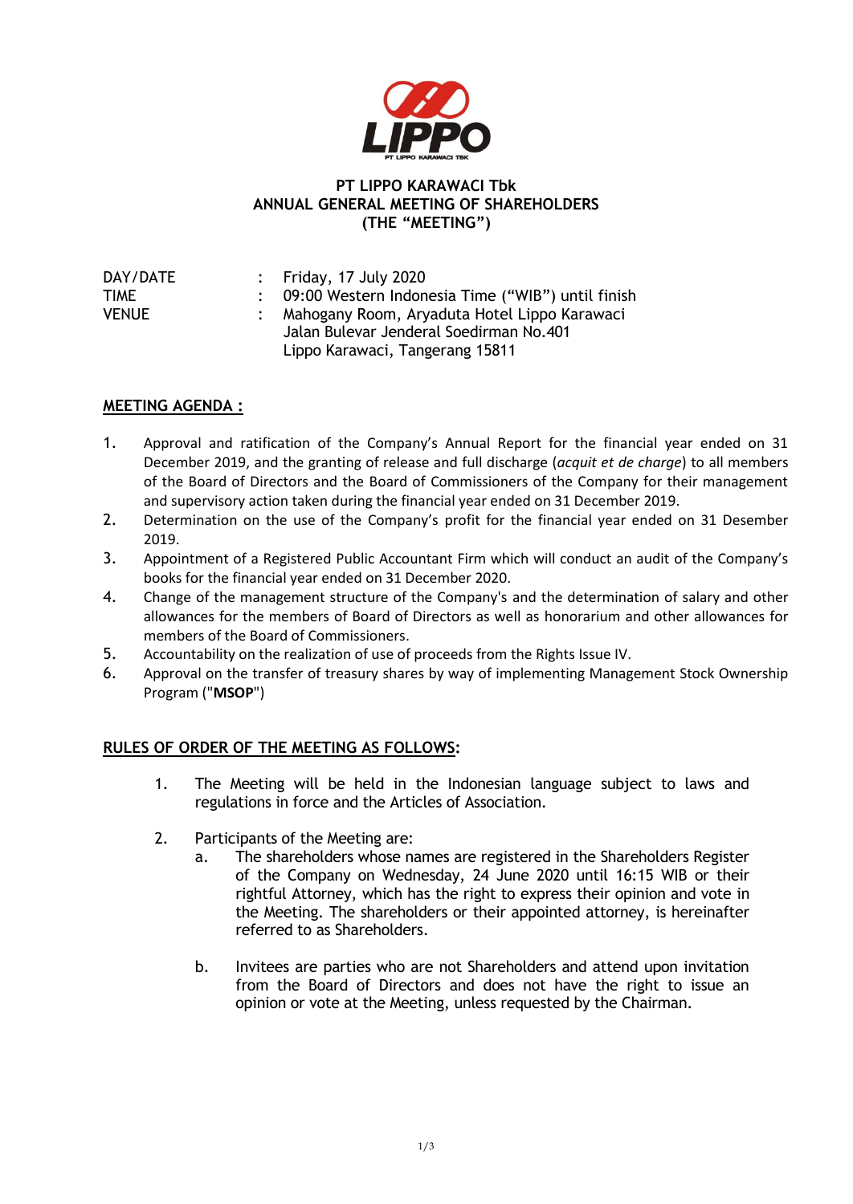# PT LIPPO KARAWACI Tbk
# ANNUAL GENERAL MEETING OF SHAREHOLDERS
# (THE "MEETING")

| | | |
|---|---|---|
| DAY/DATE | : | Friday, 17 July 2020 |
| TIME | : | 09:00 Western Indonesia Time ("WIB") until finish |
| VENUE | : | Mahogany Room, Aryaduta Hotel Lippo Karawaci<br>Jalan Bulevar Jenderal Soedirman No.401<br>Lippo Karawaci, Tangerang 15811 |

## MEETING AGENDA :

1. Approval and ratification of the Company's Annual Report for the financial year ended on 31 December 2019, and the granting of release and full discharge (*acquit et de charge*) to all members of the Board of Directors and the Board of Commissioners of the Company for their management and supervisory action taken during the financial year ended on 31 December 2019.
2. Determination on the use of the Company's profit for the financial year ended on 31 Desember 2019.
3. Appointment of a Registered Public Accountant Firm which will conduct an audit of the Company's books for the financial year ended on 31 December 2020.
4. Change of the management structure of the Company's and the determination of salary and other allowances for the members of Board of Directors as well as honorarium and other allowances for members of the Board of Commissioners.
5. Accountability on the realization of use of proceeds from the Rights Issue IV.
6. Approval on the transfer of treasury shares by way of implementing Management Stock Ownership Program ("**MSOP**")

## RULES OF ORDER OF THE MEETING AS FOLLOWS:

1. The Meeting will be held in the Indonesian language subject to laws and regulations in force and the Articles of Association.

2. Participants of the Meeting are:
   a. The shareholders whose names are registered in the Shareholders Register of the Company on Wednesday, 24 June 2020 until 16:15 WIB or their rightful Attorney, which has the right to express their opinion and vote in the Meeting. The shareholders or their appointed attorney, is hereinafter referred to as Shareholders.

   b. Invitees are parties who are not Shareholders and attend upon invitation from the Board of Directors and does not have the right to issue an opinion or vote at the Meeting, unless requested by the Chairman.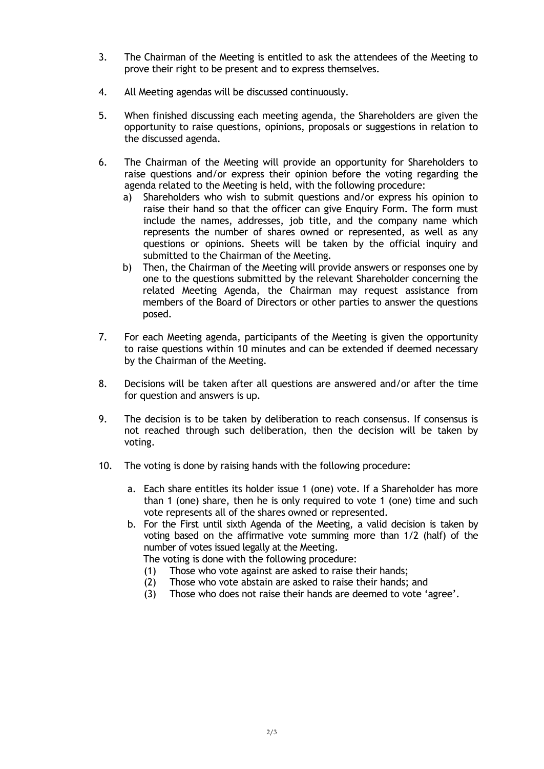3. The Chairman of the Meeting is entitled to ask the attendees of the Meeting to prove their right to be present and to express themselves.

4. All Meeting agendas will be discussed continuously.

5. When finished discussing each meeting agenda, the Shareholders are given the opportunity to raise questions, opinions, proposals or suggestions in relation to the discussed agenda.

6. The Chairman of the Meeting will provide an opportunity for Shareholders to raise questions and/or express their opinion before the voting regarding the agenda related to the Meeting is held, with the following procedure:
   a) Shareholders who wish to submit questions and/or express his opinion to raise their hand so that the officer can give Enquiry Form. The form must include the names, addresses, job title, and the company name which represents the number of shares owned or represented, as well as any questions or opinions. Sheets will be taken by the official inquiry and submitted to the Chairman of the Meeting.
   b) Then, the Chairman of the Meeting will provide answers or responses one by one to the questions submitted by the relevant Shareholder concerning the related Meeting Agenda, the Chairman may request assistance from members of the Board of Directors or other parties to answer the questions posed.

7. For each Meeting agenda, participants of the Meeting is given the opportunity to raise questions within 10 minutes and can be extended if deemed necessary by the Chairman of the Meeting.

8. Decisions will be taken after all questions are answered and/or after the time for question and answers is up.

9. The decision is to be taken by deliberation to reach consensus. If consensus is not reached through such deliberation, then the decision will be taken by voting.

10. The voting is done by raising hands with the following procedure:

    a. Each share entitles its holder issue 1 (one) vote. If a Shareholder has more than 1 (one) share, then he is only required to vote 1 (one) time and such vote represents all of the shares owned or represented.
    b. For the First until sixth Agenda of the Meeting, a valid decision is taken by voting based on the affirmative vote summing more than 1/2 (half) of the number of votes issued legally at the Meeting.
       The voting is done with the following procedure:
       (1) Those who vote against are asked to raise their hands;
       (2) Those who vote abstain are asked to raise their hands; and
       (3) Those who does not raise their hands are deemed to vote 'agree'.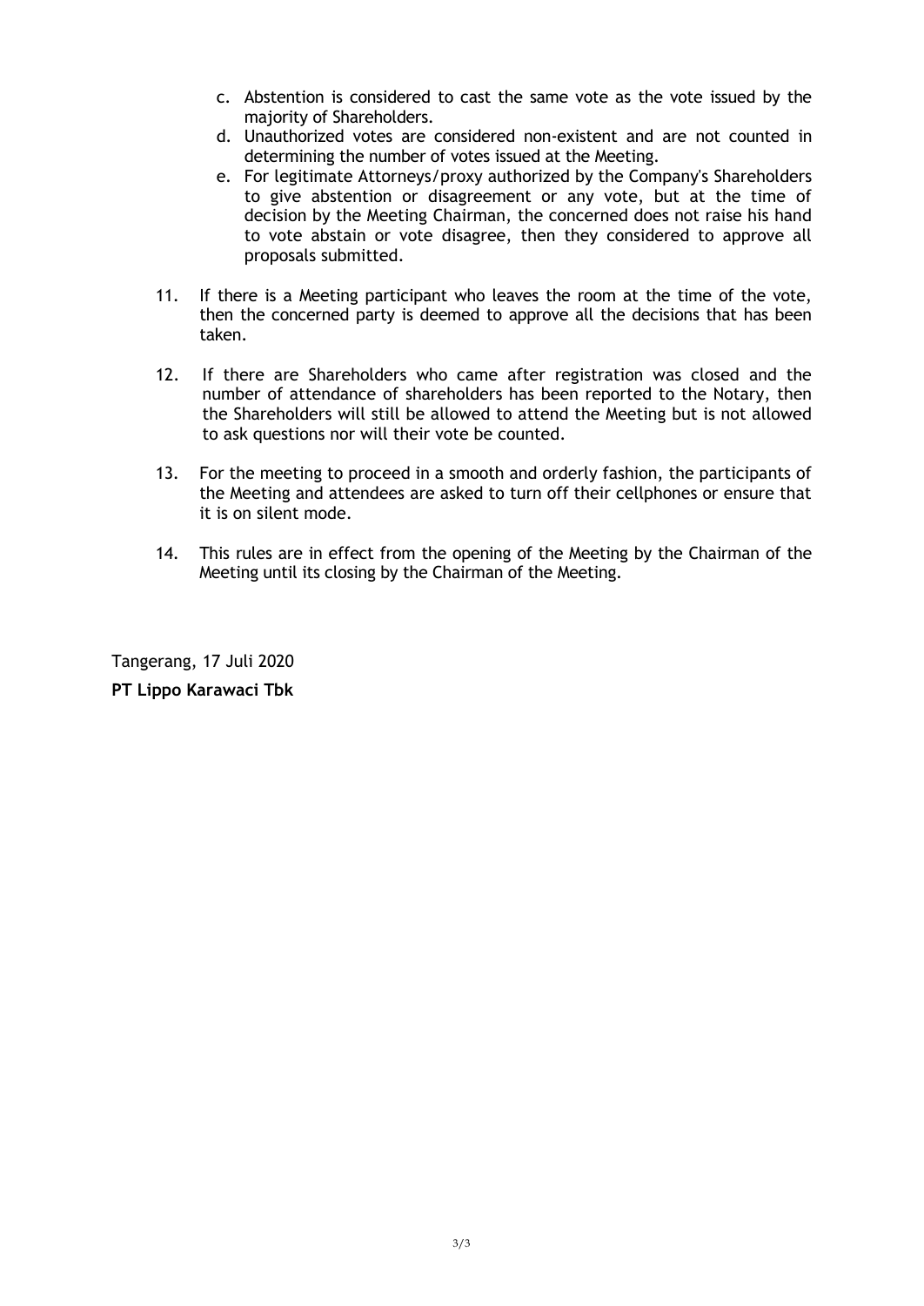c. Abstention is considered to cast the same vote as the vote issued by the majority of Shareholders.
d. Unauthorized votes are considered non-existent and are not counted in determining the number of votes issued at the Meeting.
e. For legitimate Attorneys/proxy authorized by the Company's Shareholders to give abstention or disagreement or any vote, but at the time of decision by the Meeting Chairman, the concerned does not raise his hand to vote abstain or vote disagree, then they considered to approve all proposals submitted.

11. If there is a Meeting participant who leaves the room at the time of the vote, then the concerned party is deemed to approve all the decisions that has been taken.

12. If there are Shareholders who came after registration was closed and the number of attendance of shareholders has been reported to the Notary, then the Shareholders will still be allowed to attend the Meeting but is not allowed to ask questions nor will their vote be counted.

13. For the meeting to proceed in a smooth and orderly fashion, the participants of the Meeting and attendees are asked to turn off their cellphones or ensure that it is on silent mode.

14. This rules are in effect from the opening of the Meeting by the Chairman of the Meeting until its closing by the Chairman of the Meeting.

Tangerang, 17 Juli 2020

**PT Lippo Karawaci Tbk**